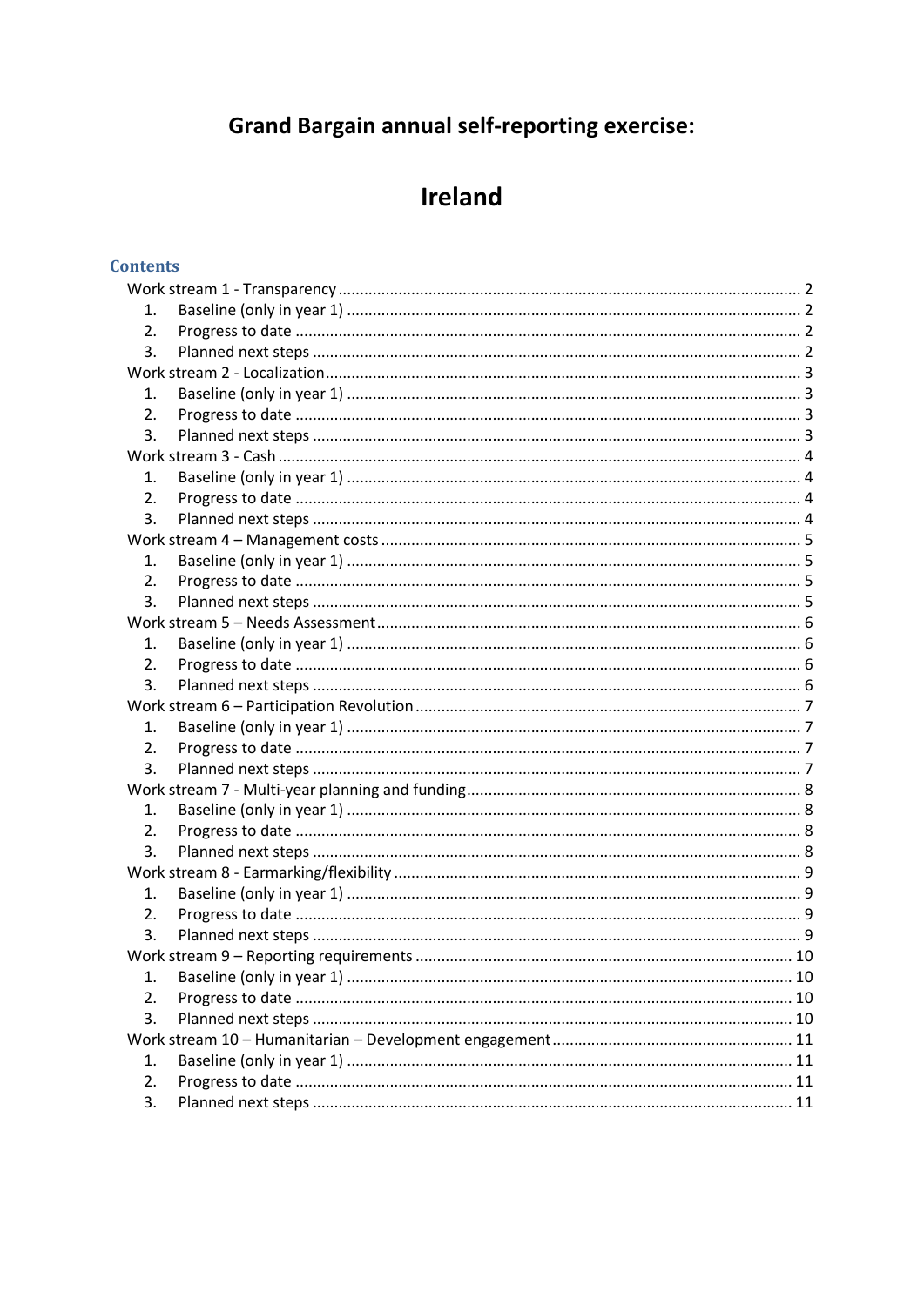# Grand Bargain annual self-reporting exercise:

# Ireland

## Contents

- Work stream 1 - Transparency ........ 2
  1. Baseline (only in year 1) ........ 2
  2. Progress to date ........ 2
  3. Planned next steps ........ 2
- Work stream 2 - Localization ........ 3
  1. Baseline (only in year 1) ........ 3
  2. Progress to date ........ 3
  3. Planned next steps ........ 3
- Work stream 3 - Cash ........ 4
  1. Baseline (only in year 1) ........ 4
  2. Progress to date ........ 4
  3. Planned next steps ........ 4
- Work stream 4 – Management costs ........ 5
  1. Baseline (only in year 1) ........ 5
  2. Progress to date ........ 5
  3. Planned next steps ........ 5
- Work stream 5 – Needs Assessment ........ 6
  1. Baseline (only in year 1) ........ 6
  2. Progress to date ........ 6
  3. Planned next steps ........ 6
- Work stream 6 – Participation Revolution ........ 7
  1. Baseline (only in year 1) ........ 7
  2. Progress to date ........ 7
  3. Planned next steps ........ 7
- Work stream 7 - Multi-year planning and funding ........ 8
  1. Baseline (only in year 1) ........ 8
  2. Progress to date ........ 8
  3. Planned next steps ........ 8
- Work stream 8 - Earmarking/flexibility ........ 9
  1. Baseline (only in year 1) ........ 9
  2. Progress to date ........ 9
  3. Planned next steps ........ 9
- Work stream 9 – Reporting requirements ........ 10
  1. Baseline (only in year 1) ........ 10
  2. Progress to date ........ 10
  3. Planned next steps ........ 10
- Work stream 10 – Humanitarian – Development engagement ........ 11
  1. Baseline (only in year 1) ........ 11
  2. Progress to date ........ 11
  3. Planned next steps ........ 11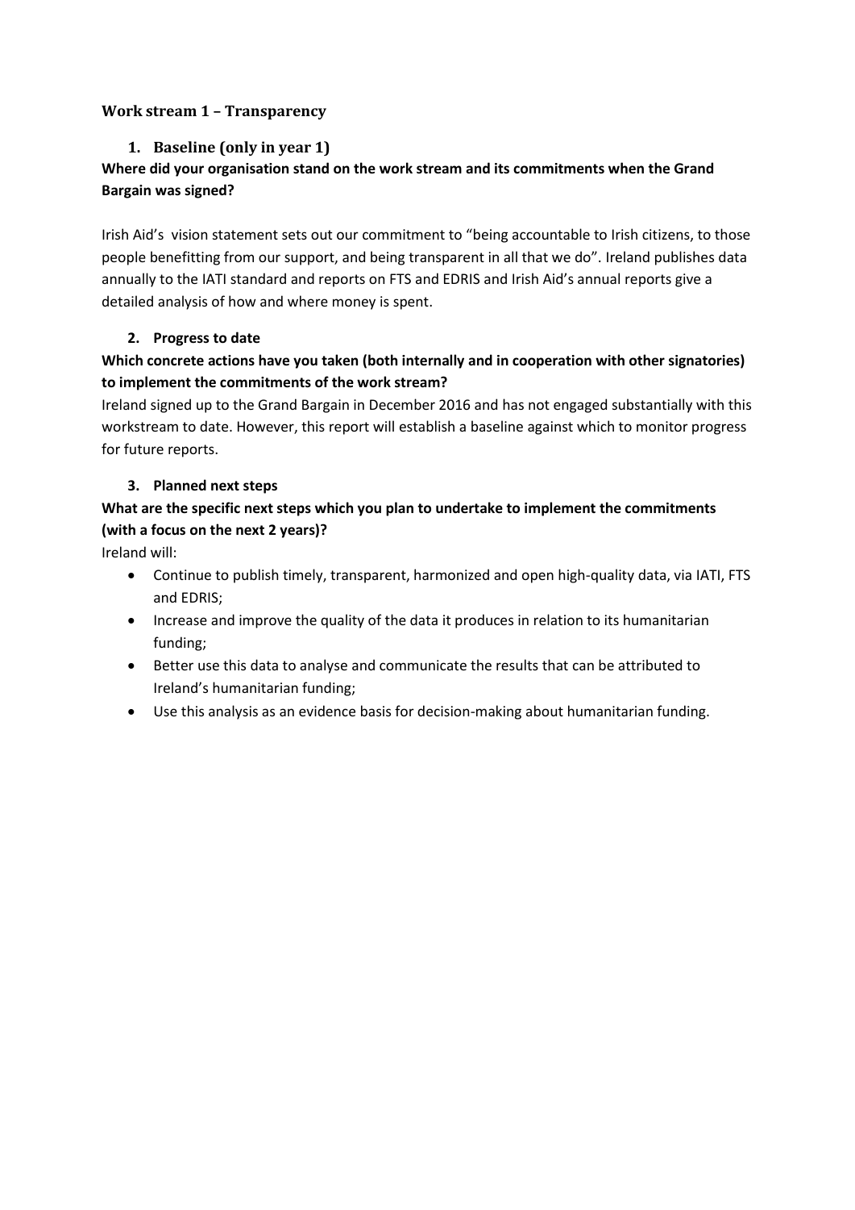## Work stream 1 – Transparency

### 1. Baseline (only in year 1)

**Where did your organisation stand on the work stream and its commitments when the Grand Bargain was signed?**

Irish Aid's vision statement sets out our commitment to "being accountable to Irish citizens, to those people benefitting from our support, and being transparent in all that we do". Ireland publishes data annually to the IATI standard and reports on FTS and EDRIS and Irish Aid's annual reports give a detailed analysis of how and where money is spent.

### 2. Progress to date

**Which concrete actions have you taken (both internally and in cooperation with other signatories) to implement the commitments of the work stream?**

Ireland signed up to the Grand Bargain in December 2016 and has not engaged substantially with this workstream to date. However, this report will establish a baseline against which to monitor progress for future reports.

### 3. Planned next steps

**What are the specific next steps which you plan to undertake to implement the commitments (with a focus on the next 2 years)?**

Ireland will:

- Continue to publish timely, transparent, harmonized and open high-quality data, via IATI, FTS and EDRIS;
- Increase and improve the quality of the data it produces in relation to its humanitarian funding;
- Better use this data to analyse and communicate the results that can be attributed to Ireland's humanitarian funding;
- Use this analysis as an evidence basis for decision-making about humanitarian funding.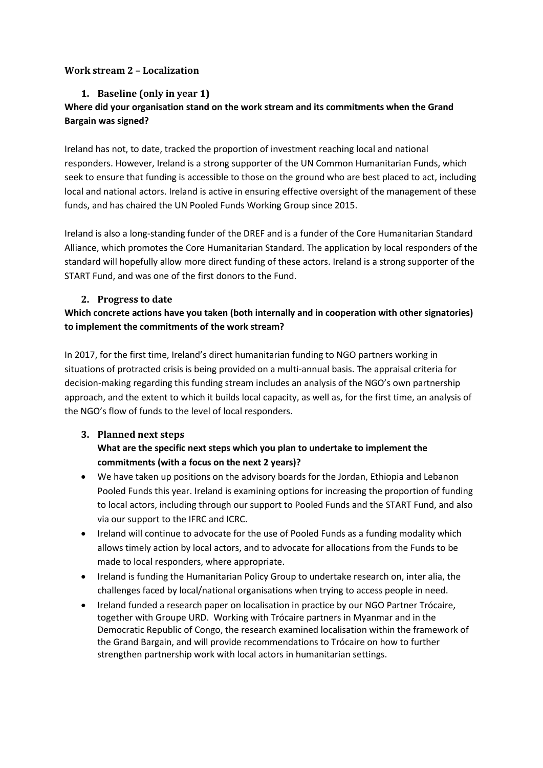### Work stream 2 – Localization

#### 1. Baseline (only in year 1)

**Where did your organisation stand on the work stream and its commitments when the Grand Bargain was signed?**

Ireland has not, to date, tracked the proportion of investment reaching local and national responders. However, Ireland is a strong supporter of the UN Common Humanitarian Funds, which seek to ensure that funding is accessible to those on the ground who are best placed to act, including local and national actors. Ireland is active in ensuring effective oversight of the management of these funds, and has chaired the UN Pooled Funds Working Group since 2015.

Ireland is also a long-standing funder of the DREF and is a funder of the Core Humanitarian Standard Alliance, which promotes the Core Humanitarian Standard. The application by local responders of the standard will hopefully allow more direct funding of these actors. Ireland is a strong supporter of the START Fund, and was one of the first donors to the Fund.

#### 2. Progress to date

**Which concrete actions have you taken (both internally and in cooperation with other signatories) to implement the commitments of the work stream?**

In 2017, for the first time, Ireland's direct humanitarian funding to NGO partners working in situations of protracted crisis is being provided on a multi-annual basis. The appraisal criteria for decision-making regarding this funding stream includes an analysis of the NGO's own partnership approach, and the extent to which it builds local capacity, as well as, for the first time, an analysis of the NGO's flow of funds to the level of local responders.

#### 3. Planned next steps

**What are the specific next steps which you plan to undertake to implement the commitments (with a focus on the next 2 years)?**

- We have taken up positions on the advisory boards for the Jordan, Ethiopia and Lebanon Pooled Funds this year. Ireland is examining options for increasing the proportion of funding to local actors, including through our support to Pooled Funds and the START Fund, and also via our support to the IFRC and ICRC.
- Ireland will continue to advocate for the use of Pooled Funds as a funding modality which allows timely action by local actors, and to advocate for allocations from the Funds to be made to local responders, where appropriate.
- Ireland is funding the Humanitarian Policy Group to undertake research on, inter alia, the challenges faced by local/national organisations when trying to access people in need.
- Ireland funded a research paper on localisation in practice by our NGO Partner Trócaire, together with Groupe URD. Working with Trócaire partners in Myanmar and in the Democratic Republic of Congo, the research examined localisation within the framework of the Grand Bargain, and will provide recommendations to Trócaire on how to further strengthen partnership work with local actors in humanitarian settings.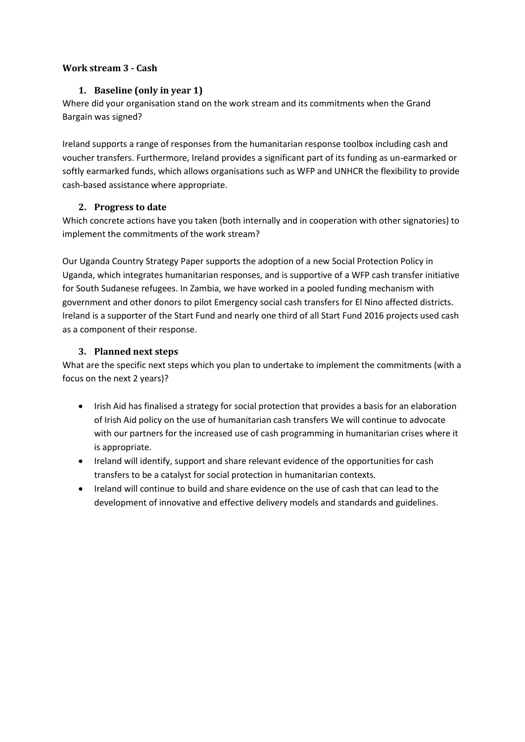**Work stream 3 - Cash**

## 1. Baseline (only in year 1)

Where did your organisation stand on the work stream and its commitments when the Grand Bargain was signed?

Ireland supports a range of responses from the humanitarian response toolbox including cash and voucher transfers. Furthermore, Ireland provides a significant part of its funding as un-earmarked or softly earmarked funds, which allows organisations such as WFP and UNHCR the flexibility to provide cash-based assistance where appropriate.

## 2. Progress to date

Which concrete actions have you taken (both internally and in cooperation with other signatories) to implement the commitments of the work stream?

Our Uganda Country Strategy Paper supports the adoption of a new Social Protection Policy in Uganda, which integrates humanitarian responses, and is supportive of a WFP cash transfer initiative for South Sudanese refugees. In Zambia, we have worked in a pooled funding mechanism with government and other donors to pilot Emergency social cash transfers for El Nino affected districts. Ireland is a supporter of the Start Fund and nearly one third of all Start Fund 2016 projects used cash as a component of their response.

## 3. Planned next steps

What are the specific next steps which you plan to undertake to implement the commitments (with a focus on the next 2 years)?

- Irish Aid has finalised a strategy for social protection that provides a basis for an elaboration of Irish Aid policy on the use of humanitarian cash transfers We will continue to advocate with our partners for the increased use of cash programming in humanitarian crises where it is appropriate.
- Ireland will identify, support and share relevant evidence of the opportunities for cash transfers to be a catalyst for social protection in humanitarian contexts.
- Ireland will continue to build and share evidence on the use of cash that can lead to the development of innovative and effective delivery models and standards and guidelines.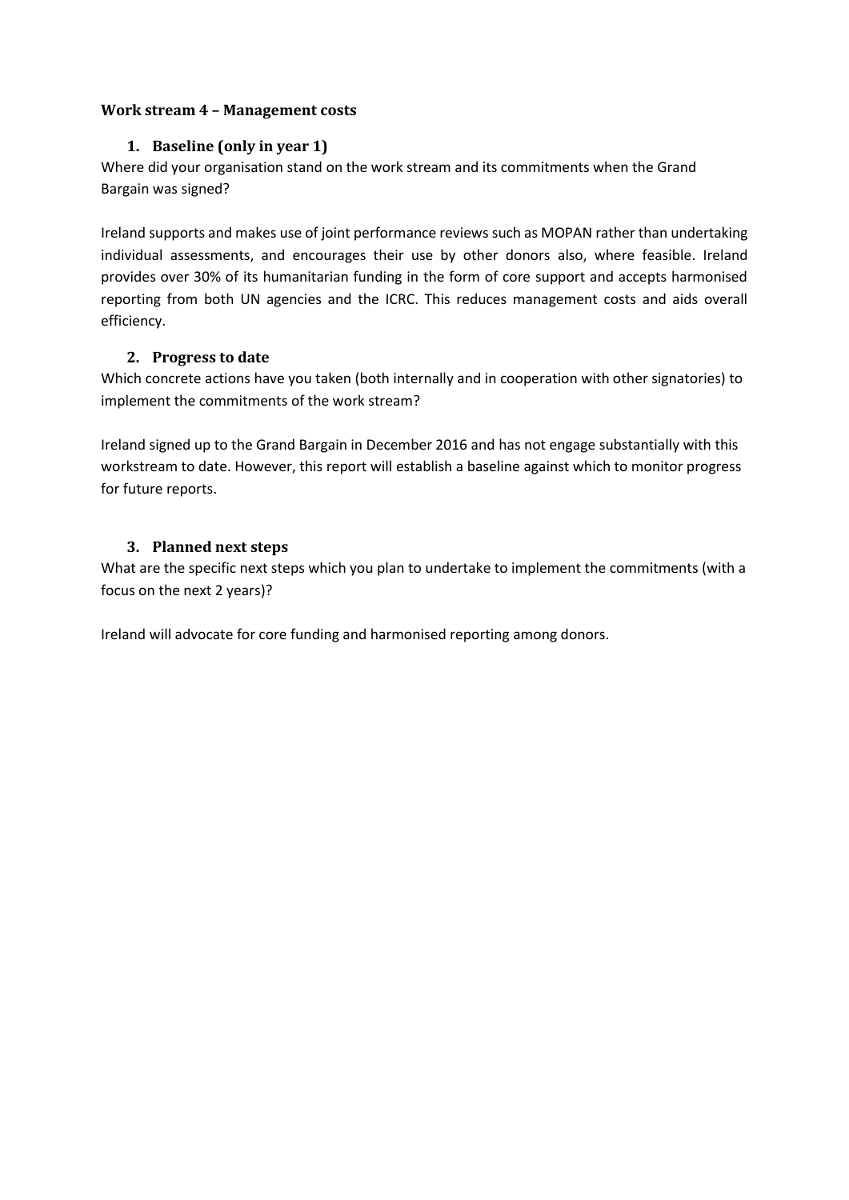**Work stream 4 – Management costs**

### 1. Baseline (only in year 1)

Where did your organisation stand on the work stream and its commitments when the Grand Bargain was signed?

Ireland supports and makes use of joint performance reviews such as MOPAN rather than undertaking individual assessments, and encourages their use by other donors also, where feasible. Ireland provides over 30% of its humanitarian funding in the form of core support and accepts harmonised reporting from both UN agencies and the ICRC. This reduces management costs and aids overall efficiency.

### 2. Progress to date

Which concrete actions have you taken (both internally and in cooperation with other signatories) to implement the commitments of the work stream?

Ireland signed up to the Grand Bargain in December 2016 and has not engage substantially with this workstream to date. However, this report will establish a baseline against which to monitor progress for future reports.

### 3. Planned next steps

What are the specific next steps which you plan to undertake to implement the commitments (with a focus on the next 2 years)?

Ireland will advocate for core funding and harmonised reporting among donors.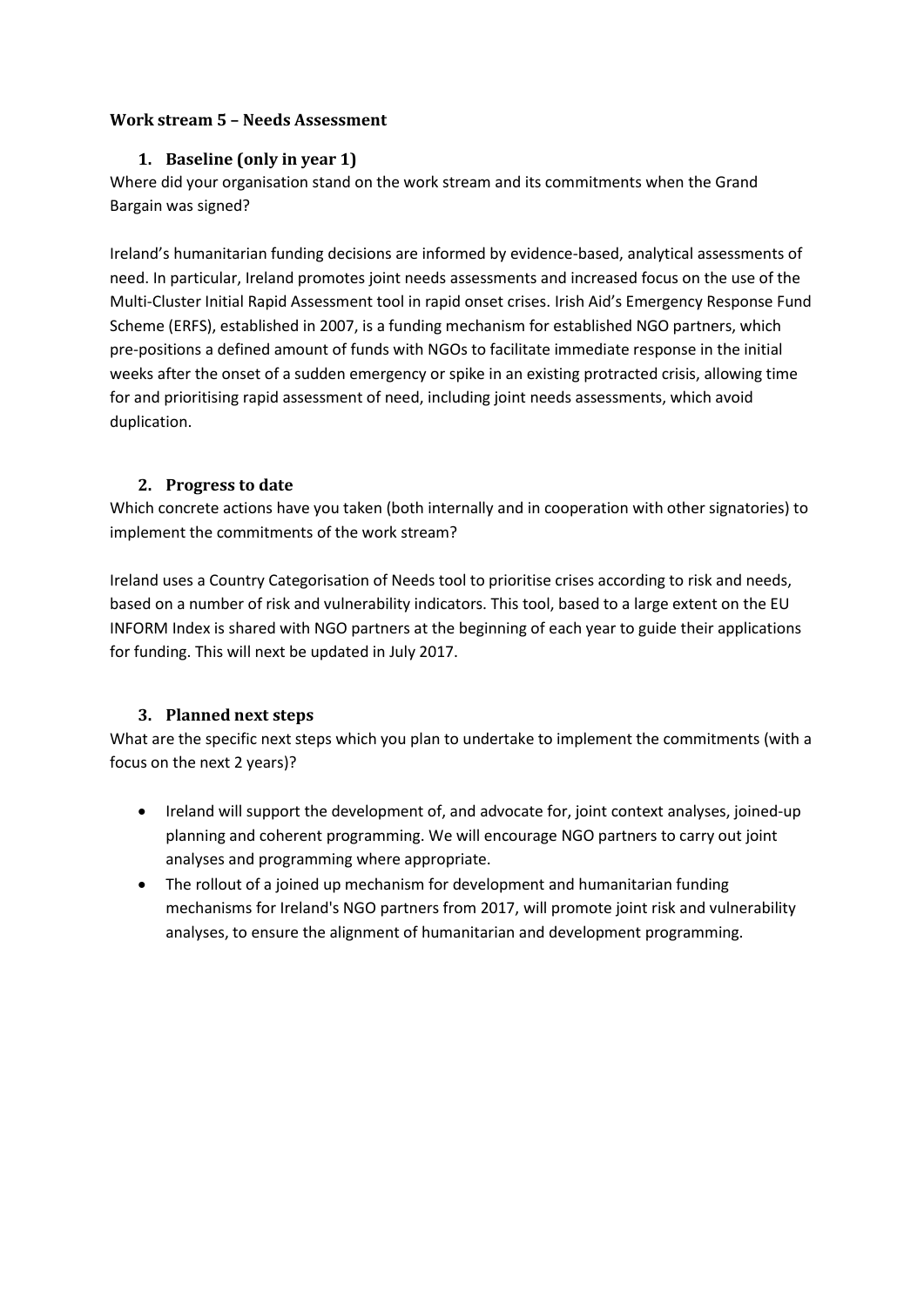**Work stream 5 – Needs Assessment**

## 1. Baseline (only in year 1)

Where did your organisation stand on the work stream and its commitments when the Grand Bargain was signed?

Ireland's humanitarian funding decisions are informed by evidence-based, analytical assessments of need. In particular, Ireland promotes joint needs assessments and increased focus on the use of the Multi-Cluster Initial Rapid Assessment tool in rapid onset crises. Irish Aid's Emergency Response Fund Scheme (ERFS), established in 2007, is a funding mechanism for established NGO partners, which pre-positions a defined amount of funds with NGOs to facilitate immediate response in the initial weeks after the onset of a sudden emergency or spike in an existing protracted crisis, allowing time for and prioritising rapid assessment of need, including joint needs assessments, which avoid duplication.

## 2. Progress to date

Which concrete actions have you taken (both internally and in cooperation with other signatories) to implement the commitments of the work stream?

Ireland uses a Country Categorisation of Needs tool to prioritise crises according to risk and needs, based on a number of risk and vulnerability indicators. This tool, based to a large extent on the EU INFORM Index is shared with NGO partners at the beginning of each year to guide their applications for funding. This will next be updated in July 2017.

## 3. Planned next steps

What are the specific next steps which you plan to undertake to implement the commitments (with a focus on the next 2 years)?

- Ireland will support the development of, and advocate for, joint context analyses, joined-up planning and coherent programming. We will encourage NGO partners to carry out joint analyses and programming where appropriate.
- The rollout of a joined up mechanism for development and humanitarian funding mechanisms for Ireland's NGO partners from 2017, will promote joint risk and vulnerability analyses, to ensure the alignment of humanitarian and development programming.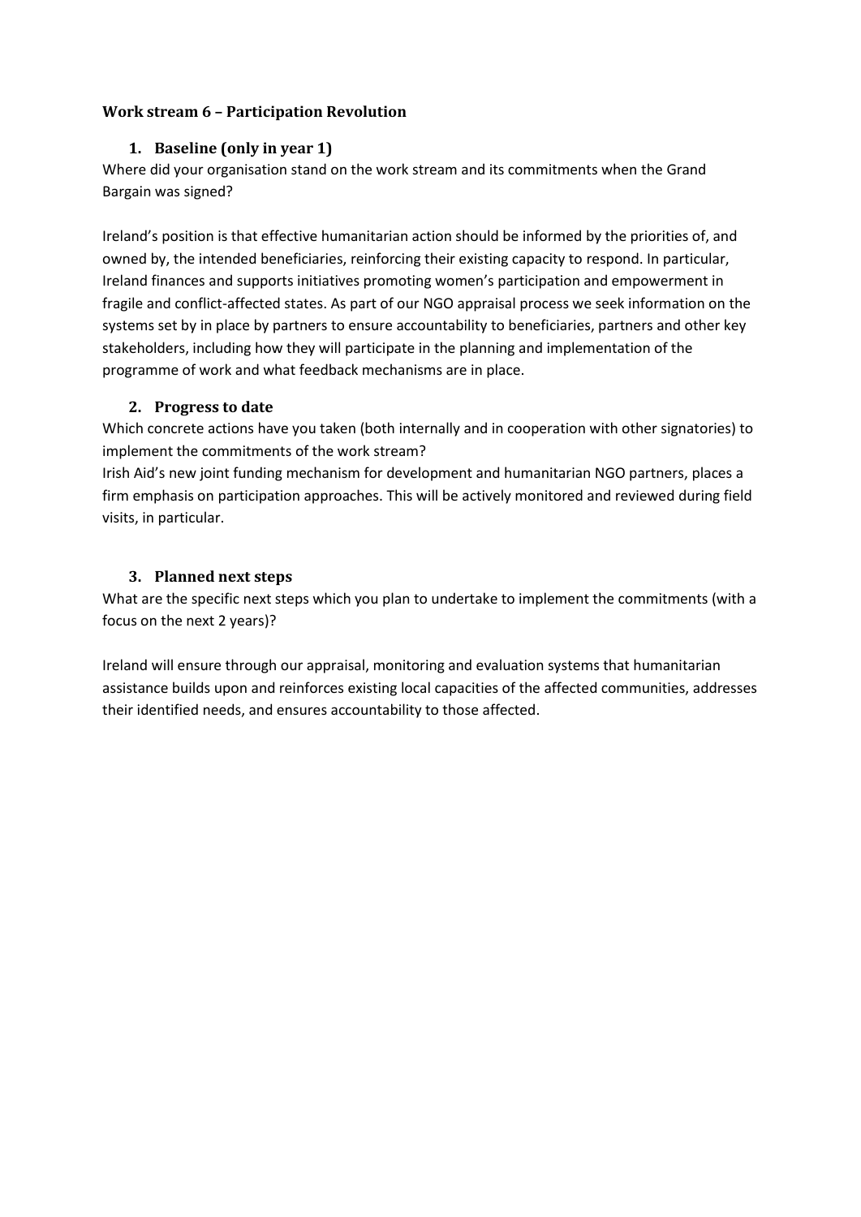**Work stream 6 – Participation Revolution**

1. **Baseline (only in year 1)**

Where did your organisation stand on the work stream and its commitments when the Grand Bargain was signed?

Ireland's position is that effective humanitarian action should be informed by the priorities of, and owned by, the intended beneficiaries, reinforcing their existing capacity to respond. In particular, Ireland finances and supports initiatives promoting women's participation and empowerment in fragile and conflict-affected states. As part of our NGO appraisal process we seek information on the systems set by in place by partners to ensure accountability to beneficiaries, partners and other key stakeholders, including how they will participate in the planning and implementation of the programme of work and what feedback mechanisms are in place.

2. **Progress to date**

Which concrete actions have you taken (both internally and in cooperation with other signatories) to implement the commitments of the work stream?

Irish Aid's new joint funding mechanism for development and humanitarian NGO partners, places a firm emphasis on participation approaches. This will be actively monitored and reviewed during field visits, in particular.

3. **Planned next steps**

What are the specific next steps which you plan to undertake to implement the commitments (with a focus on the next 2 years)?

Ireland will ensure through our appraisal, monitoring and evaluation systems that humanitarian assistance builds upon and reinforces existing local capacities of the affected communities, addresses their identified needs, and ensures accountability to those affected.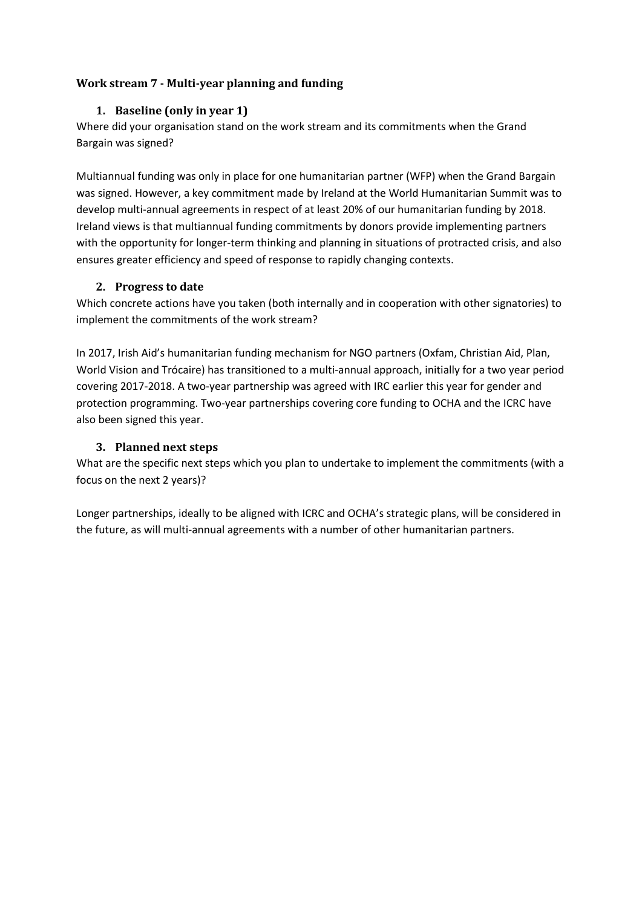**Work stream 7 - Multi-year planning and funding**

1. **Baseline (only in year 1)**

Where did your organisation stand on the work stream and its commitments when the Grand Bargain was signed?

Multiannual funding was only in place for one humanitarian partner (WFP) when the Grand Bargain was signed. However, a key commitment made by Ireland at the World Humanitarian Summit was to develop multi-annual agreements in respect of at least 20% of our humanitarian funding by 2018. Ireland views is that multiannual funding commitments by donors provide implementing partners with the opportunity for longer-term thinking and planning in situations of protracted crisis, and also ensures greater efficiency and speed of response to rapidly changing contexts.

2. **Progress to date**

Which concrete actions have you taken (both internally and in cooperation with other signatories) to implement the commitments of the work stream?

In 2017, Irish Aid's humanitarian funding mechanism for NGO partners (Oxfam, Christian Aid, Plan, World Vision and Trócaire) has transitioned to a multi-annual approach, initially for a two year period covering 2017-2018. A two-year partnership was agreed with IRC earlier this year for gender and protection programming. Two-year partnerships covering core funding to OCHA and the ICRC have also been signed this year.

3. **Planned next steps**

What are the specific next steps which you plan to undertake to implement the commitments (with a focus on the next 2 years)?

Longer partnerships, ideally to be aligned with ICRC and OCHA's strategic plans, will be considered in the future, as will multi-annual agreements with a number of other humanitarian partners.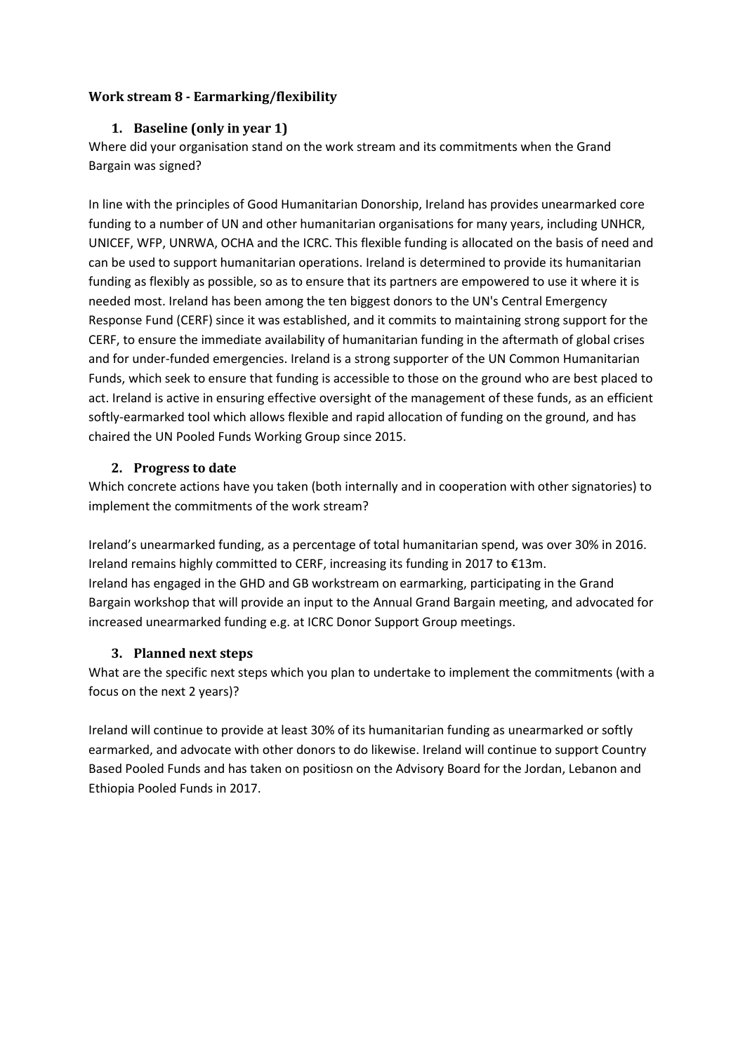**Work stream 8 - Earmarking/flexibility**

1. **Baseline (only in year 1)**

Where did your organisation stand on the work stream and its commitments when the Grand Bargain was signed?

In line with the principles of Good Humanitarian Donorship, Ireland has provides unearmarked core funding to a number of UN and other humanitarian organisations for many years, including UNHCR, UNICEF, WFP, UNRWA, OCHA and the ICRC. This flexible funding is allocated on the basis of need and can be used to support humanitarian operations. Ireland is determined to provide its humanitarian funding as flexibly as possible, so as to ensure that its partners are empowered to use it where it is needed most. Ireland has been among the ten biggest donors to the UN's Central Emergency Response Fund (CERF) since it was established, and it commits to maintaining strong support for the CERF, to ensure the immediate availability of humanitarian funding in the aftermath of global crises and for under-funded emergencies. Ireland is a strong supporter of the UN Common Humanitarian Funds, which seek to ensure that funding is accessible to those on the ground who are best placed to act. Ireland is active in ensuring effective oversight of the management of these funds, as an efficient softly-earmarked tool which allows flexible and rapid allocation of funding on the ground, and has chaired the UN Pooled Funds Working Group since 2015.

2. **Progress to date**

Which concrete actions have you taken (both internally and in cooperation with other signatories) to implement the commitments of the work stream?

Ireland's unearmarked funding, as a percentage of total humanitarian spend, was over 30% in 2016. Ireland remains highly committed to CERF, increasing its funding in 2017 to €13m.
Ireland has engaged in the GHD and GB workstream on earmarking, participating in the Grand Bargain workshop that will provide an input to the Annual Grand Bargain meeting, and advocated for increased unearmarked funding e.g. at ICRC Donor Support Group meetings.

3. **Planned next steps**

What are the specific next steps which you plan to undertake to implement the commitments (with a focus on the next 2 years)?

Ireland will continue to provide at least 30% of its humanitarian funding as unearmarked or softly earmarked, and advocate with other donors to do likewise. Ireland will continue to support Country Based Pooled Funds and has taken on positiosn on the Advisory Board for the Jordan, Lebanon and Ethiopia Pooled Funds in 2017.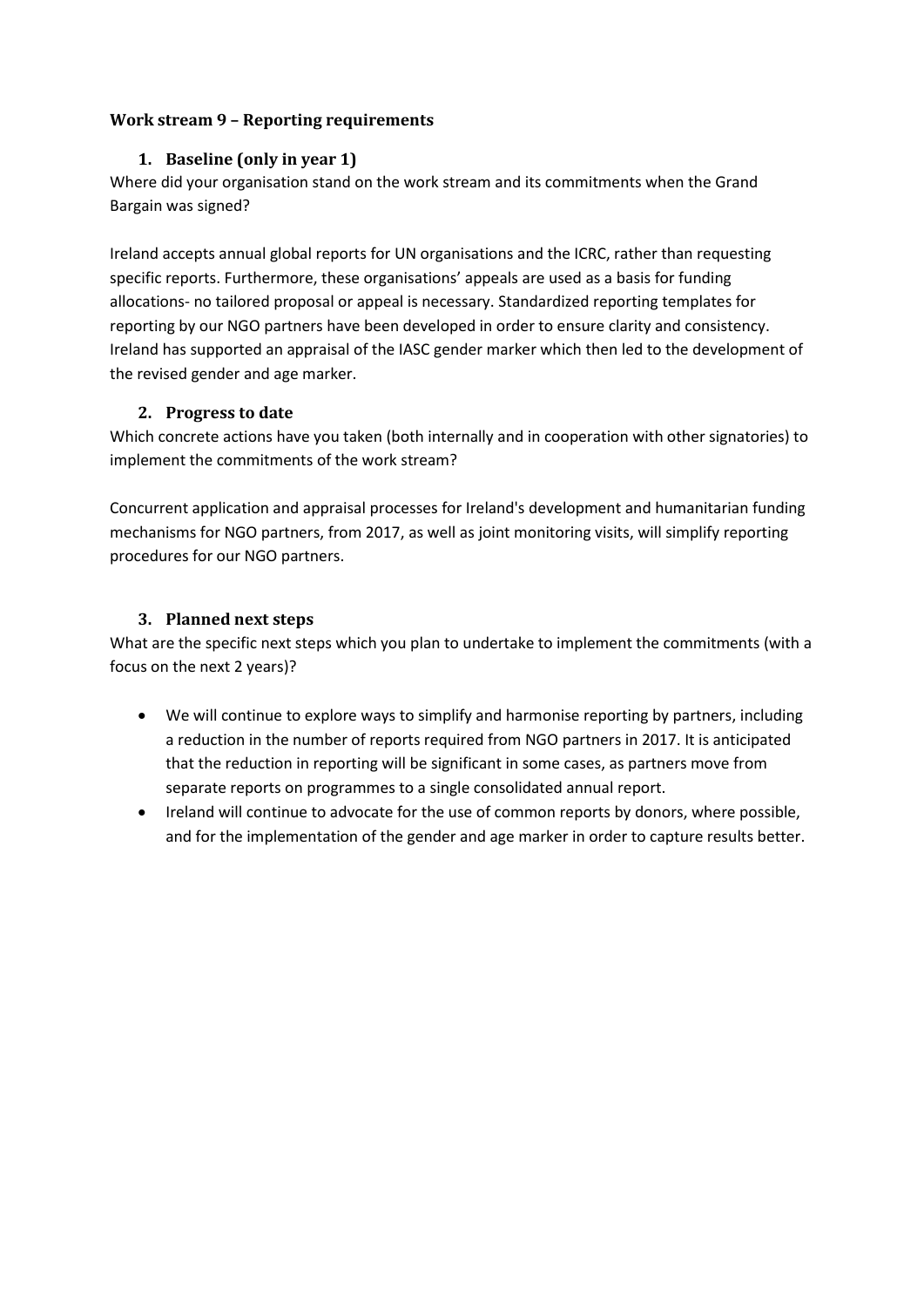### Work stream 9 – Reporting requirements

#### 1. Baseline (only in year 1)

Where did your organisation stand on the work stream and its commitments when the Grand Bargain was signed?

Ireland accepts annual global reports for UN organisations and the ICRC, rather than requesting specific reports. Furthermore, these organisations' appeals are used as a basis for funding allocations- no tailored proposal or appeal is necessary. Standardized reporting templates for reporting by our NGO partners have been developed in order to ensure clarity and consistency. Ireland has supported an appraisal of the IASC gender marker which then led to the development of the revised gender and age marker.

#### 2. Progress to date

Which concrete actions have you taken (both internally and in cooperation with other signatories) to implement the commitments of the work stream?

Concurrent application and appraisal processes for Ireland's development and humanitarian funding mechanisms for NGO partners, from 2017, as well as joint monitoring visits, will simplify reporting procedures for our NGO partners.

#### 3. Planned next steps

What are the specific next steps which you plan to undertake to implement the commitments (with a focus on the next 2 years)?

- We will continue to explore ways to simplify and harmonise reporting by partners, including a reduction in the number of reports required from NGO partners in 2017. It is anticipated that the reduction in reporting will be significant in some cases, as partners move from separate reports on programmes to a single consolidated annual report.
- Ireland will continue to advocate for the use of common reports by donors, where possible, and for the implementation of the gender and age marker in order to capture results better.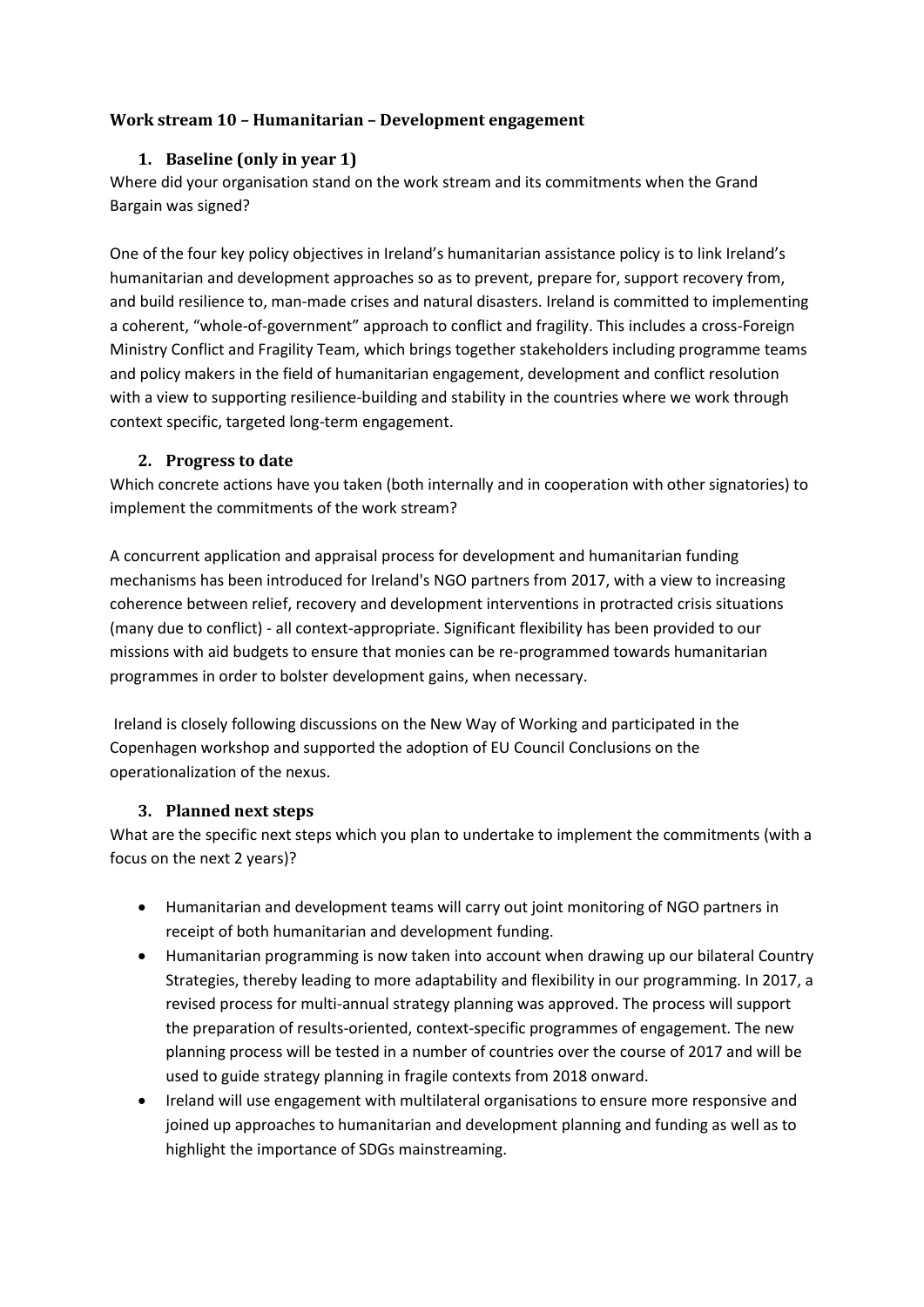**Work stream 10 – Humanitarian – Development engagement**

### 1. Baseline (only in year 1)

Where did your organisation stand on the work stream and its commitments when the Grand Bargain was signed?

One of the four key policy objectives in Ireland's humanitarian assistance policy is to link Ireland's humanitarian and development approaches so as to prevent, prepare for, support recovery from, and build resilience to, man-made crises and natural disasters. Ireland is committed to implementing a coherent, "whole-of-government" approach to conflict and fragility. This includes a cross-Foreign Ministry Conflict and Fragility Team, which brings together stakeholders including programme teams and policy makers in the field of humanitarian engagement, development and conflict resolution with a view to supporting resilience-building and stability in the countries where we work through context specific, targeted long-term engagement.

### 2. Progress to date

Which concrete actions have you taken (both internally and in cooperation with other signatories) to implement the commitments of the work stream?

A concurrent application and appraisal process for development and humanitarian funding mechanisms has been introduced for Ireland's NGO partners from 2017, with a view to increasing coherence between relief, recovery and development interventions in protracted crisis situations (many due to conflict) - all context-appropriate. Significant flexibility has been provided to our missions with aid budgets to ensure that monies can be re-programmed towards humanitarian programmes in order to bolster development gains, when necessary.

Ireland is closely following discussions on the New Way of Working and participated in the Copenhagen workshop and supported the adoption of EU Council Conclusions on the operationalization of the nexus.

### 3. Planned next steps

What are the specific next steps which you plan to undertake to implement the commitments (with a focus on the next 2 years)?

- Humanitarian and development teams will carry out joint monitoring of NGO partners in receipt of both humanitarian and development funding.
- Humanitarian programming is now taken into account when drawing up our bilateral Country Strategies, thereby leading to more adaptability and flexibility in our programming. In 2017, a revised process for multi-annual strategy planning was approved. The process will support the preparation of results-oriented, context-specific programmes of engagement. The new planning process will be tested in a number of countries over the course of 2017 and will be used to guide strategy planning in fragile contexts from 2018 onward.
- Ireland will use engagement with multilateral organisations to ensure more responsive and joined up approaches to humanitarian and development planning and funding as well as to highlight the importance of SDGs mainstreaming.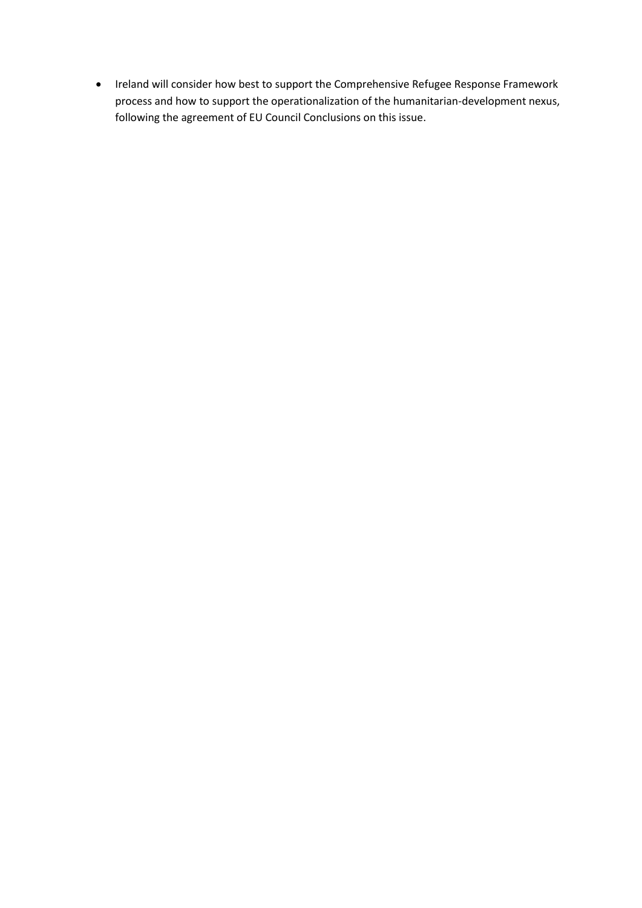- Ireland will consider how best to support the Comprehensive Refugee Response Framework process and how to support the operationalization of the humanitarian-development nexus, following the agreement of EU Council Conclusions on this issue.